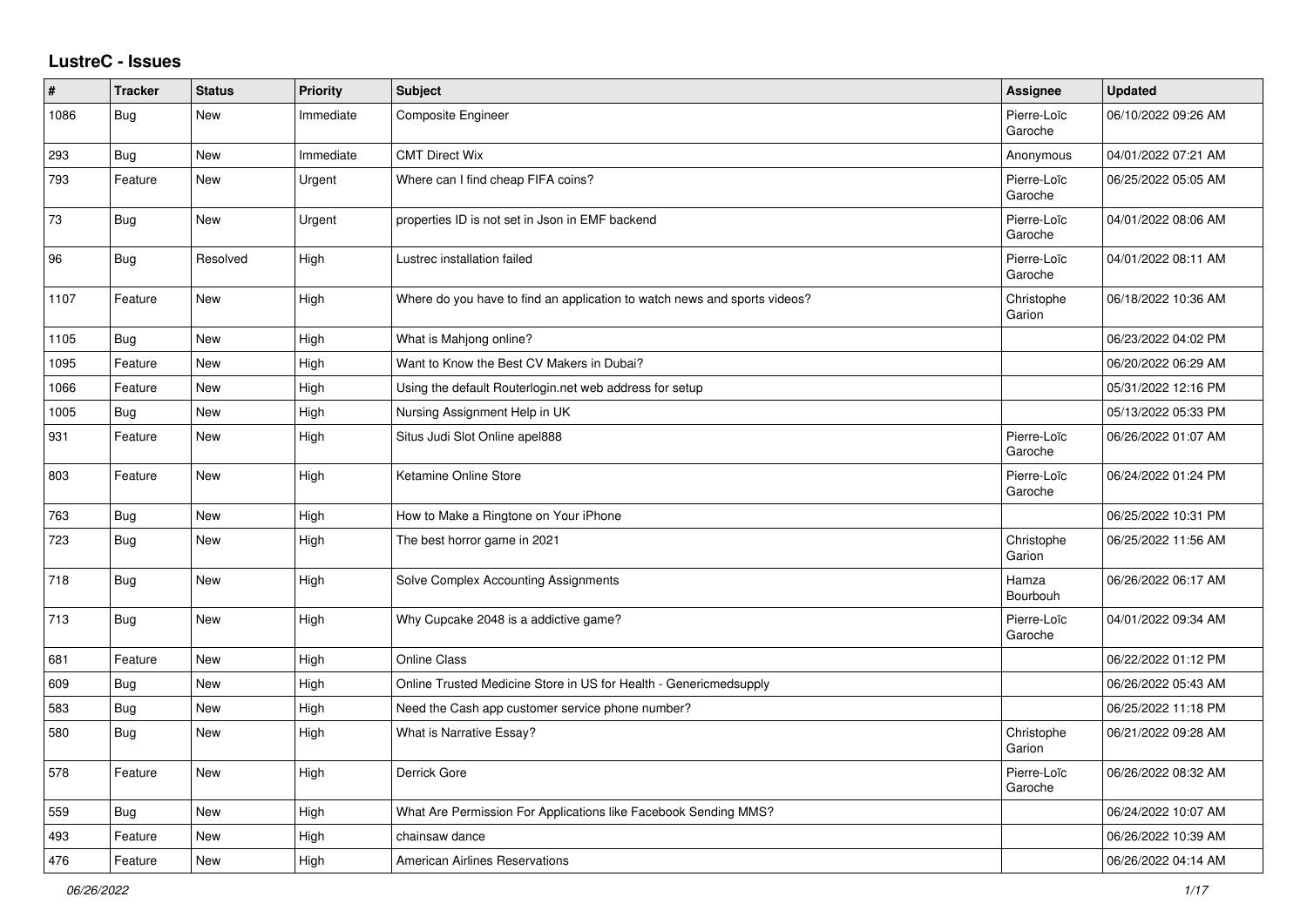## LustreC - Issues

| # | Tracker | Status | Priority | Subject | Assignee | Updated |
|---|---|---|---|---|---|---|
| 1086 | Bug | New | Immediate | Composite Engineer | Pierre-Loïc Garoche | 06/10/2022 09:26 AM |
| 293 | Bug | New | Immediate | CMT Direct Wix | Anonymous | 04/01/2022 07:21 AM |
| 793 | Feature | New | Urgent | Where can I find cheap FIFA coins? | Pierre-Loïc Garoche | 06/25/2022 05:05 AM |
| 73 | Bug | New | Urgent | properties ID is not set in Json in EMF backend | Pierre-Loïc Garoche | 04/01/2022 08:06 AM |
| 96 | Bug | Resolved | High | Lustrec installation failed | Pierre-Loïc Garoche | 04/01/2022 08:11 AM |
| 1107 | Feature | New | High | Where do you have to find an application to watch news and sports videos? | Christophe Garion | 06/18/2022 10:36 AM |
| 1105 | Bug | New | High | What is Mahjong online? | | 06/23/2022 04:02 PM |
| 1095 | Feature | New | High | Want to Know the Best CV Makers in Dubai? | | 06/20/2022 06:29 AM |
| 1066 | Feature | New | High | Using the default Routerlogin.net web address for setup | | 05/31/2022 12:16 PM |
| 1005 | Bug | New | High | Nursing Assignment Help in UK | | 05/13/2022 05:33 PM |
| 931 | Feature | New | High | Situs Judi Slot Online apel888 | Pierre-Loïc Garoche | 06/26/2022 01:07 AM |
| 803 | Feature | New | High | Ketamine Online Store | Pierre-Loïc Garoche | 06/24/2022 01:24 PM |
| 763 | Bug | New | High | How to Make a Ringtone on Your iPhone | | 06/25/2022 10:31 PM |
| 723 | Bug | New | High | The best horror game in 2021 | Christophe Garion | 06/25/2022 11:56 AM |
| 718 | Bug | New | High | Solve Complex Accounting Assignments | Hamza Bourbouh | 06/26/2022 06:17 AM |
| 713 | Bug | New | High | Why Cupcake 2048 is a addictive game? | Pierre-Loïc Garoche | 04/01/2022 09:34 AM |
| 681 | Feature | New | High | Online Class | | 06/22/2022 01:12 PM |
| 609 | Bug | New | High | Online Trusted Medicine Store in US for Health - Genericmedsupply | | 06/26/2022 05:43 AM |
| 583 | Bug | New | High | Need the Cash app customer service phone number? | | 06/25/2022 11:18 PM |
| 580 | Bug | New | High | What is Narrative Essay? | Christophe Garion | 06/21/2022 09:28 AM |
| 578 | Feature | New | High | Derrick Gore | Pierre-Loïc Garoche | 06/26/2022 08:32 AM |
| 559 | Bug | New | High | What Are Permission For Applications like Facebook Sending MMS? | | 06/24/2022 10:07 AM |
| 493 | Feature | New | High | chainsaw dance | | 06/26/2022 10:39 AM |
| 476 | Feature | New | High | American Airlines Reservations | | 06/26/2022 04:14 AM |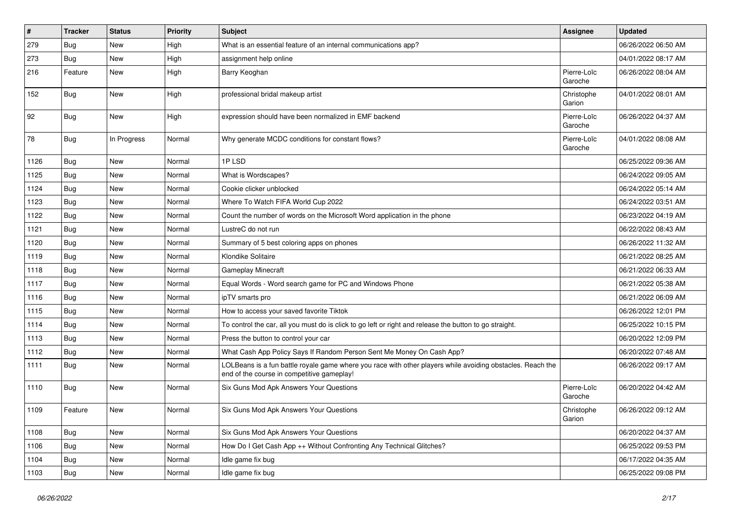| # | Tracker | Status | Priority | Subject | Assignee | Updated |
| --- | --- | --- | --- | --- | --- | --- |
| 279 | Bug | New | High | What is an essential feature of an internal communications app? | | 06/26/2022 06:50 AM |
| 273 | Bug | New | High | assignment help online | | 04/01/2022 08:17 AM |
| 216 | Feature | New | High | Barry Keoghan | Pierre-Loïc Garoche | 06/26/2022 08:04 AM |
| 152 | Bug | New | High | professional bridal makeup artist | Christophe Garion | 04/01/2022 08:01 AM |
| 92 | Bug | New | High | expression should have been normalized in EMF backend | Pierre-Loïc Garoche | 06/26/2022 04:37 AM |
| 78 | Bug | In Progress | Normal | Why generate MCDC conditions for constant flows? | Pierre-Loïc Garoche | 04/01/2022 08:08 AM |
| 1126 | Bug | New | Normal | 1P LSD | | 06/25/2022 09:36 AM |
| 1125 | Bug | New | Normal | What is Wordscapes? | | 06/24/2022 09:05 AM |
| 1124 | Bug | New | Normal | Cookie clicker unblocked | | 06/24/2022 05:14 AM |
| 1123 | Bug | New | Normal | Where To Watch FIFA World Cup 2022 | | 06/24/2022 03:51 AM |
| 1122 | Bug | New | Normal | Count the number of words on the Microsoft Word application in the phone | | 06/23/2022 04:19 AM |
| 1121 | Bug | New | Normal | LustreC do not run | | 06/22/2022 08:43 AM |
| 1120 | Bug | New | Normal | Summary of 5 best coloring apps on phones | | 06/26/2022 11:32 AM |
| 1119 | Bug | New | Normal | Klondike Solitaire | | 06/21/2022 08:25 AM |
| 1118 | Bug | New | Normal | Gameplay Minecraft | | 06/21/2022 06:33 AM |
| 1117 | Bug | New | Normal | Equal Words - Word search game for PC and Windows Phone | | 06/21/2022 05:38 AM |
| 1116 | Bug | New | Normal | ipTV smarts pro | | 06/21/2022 06:09 AM |
| 1115 | Bug | New | Normal | How to access your saved favorite Tiktok | | 06/26/2022 12:01 PM |
| 1114 | Bug | New | Normal | To control the car, all you must do is click to go left or right and release the button to go straight. | | 06/25/2022 10:15 PM |
| 1113 | Bug | New | Normal | Press the button to control your car | | 06/20/2022 12:09 PM |
| 1112 | Bug | New | Normal | What Cash App Policy Says If Random Person Sent Me Money On Cash App? | | 06/20/2022 07:48 AM |
| 1111 | Bug | New | Normal | LOLBeans is a fun battle royale game where you race with other players while avoiding obstacles. Reach the end of the course in competitive gameplay! | | 06/26/2022 09:17 AM |
| 1110 | Bug | New | Normal | Six Guns Mod Apk Answers Your Questions | Pierre-Loïc Garoche | 06/20/2022 04:42 AM |
| 1109 | Feature | New | Normal | Six Guns Mod Apk Answers Your Questions | Christophe Garion | 06/26/2022 09:12 AM |
| 1108 | Bug | New | Normal | Six Guns Mod Apk Answers Your Questions | | 06/20/2022 04:37 AM |
| 1106 | Bug | New | Normal | How Do I Get Cash App ++ Without Confronting Any Technical Glitches? | | 06/25/2022 09:53 PM |
| 1104 | Bug | New | Normal | Idle game fix bug | | 06/17/2022 04:35 AM |
| 1103 | Bug | New | Normal | Idle game fix bug | | 06/25/2022 09:08 PM |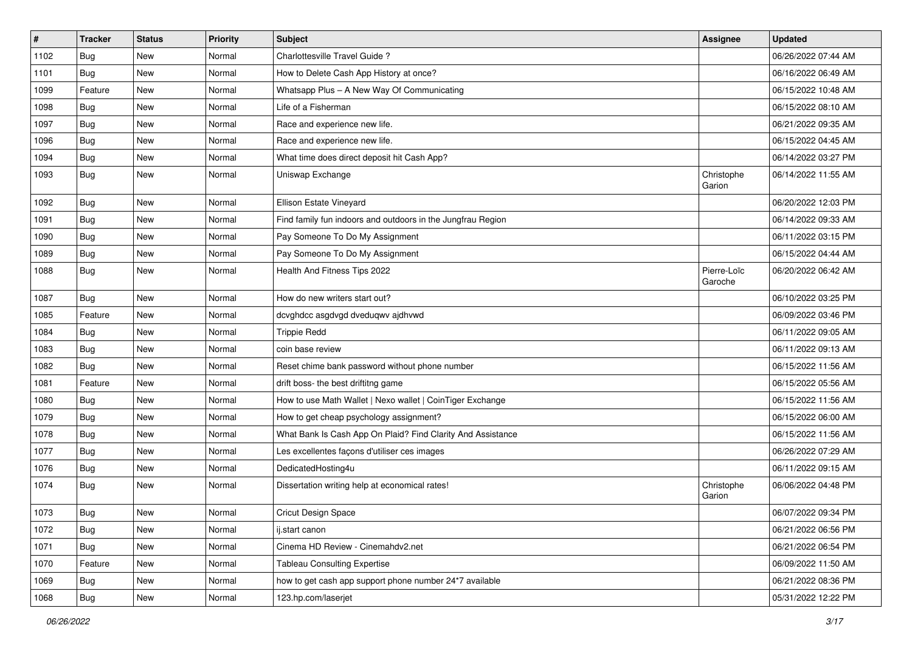| # | Tracker | Status | Priority | Subject | Assignee | Updated |
|---|---|---|---|---|---|---|
| 1102 | Bug | New | Normal | Charlottesville Travel Guide ? | | 06/26/2022 07:44 AM |
| 1101 | Bug | New | Normal | How to Delete Cash App History at once? | | 06/16/2022 06:49 AM |
| 1099 | Feature | New | Normal | Whatsapp Plus – A New Way Of Communicating | | 06/15/2022 10:48 AM |
| 1098 | Bug | New | Normal | Life of a Fisherman | | 06/15/2022 08:10 AM |
| 1097 | Bug | New | Normal | Race and experience new life. | | 06/21/2022 09:35 AM |
| 1096 | Bug | New | Normal | Race and experience new life. | | 06/15/2022 04:45 AM |
| 1094 | Bug | New | Normal | What time does direct deposit hit Cash App? | | 06/14/2022 03:27 PM |
| 1093 | Bug | New | Normal | Uniswap Exchange | Christophe Garion | 06/14/2022 11:55 AM |
| 1092 | Bug | New | Normal | Ellison Estate Vineyard | | 06/20/2022 12:03 PM |
| 1091 | Bug | New | Normal | Find family fun indoors and outdoors in the Jungfrau Region | | 06/14/2022 09:33 AM |
| 1090 | Bug | New | Normal | Pay Someone To Do My Assignment | | 06/11/2022 03:15 PM |
| 1089 | Bug | New | Normal | Pay Someone To Do My Assignment | | 06/15/2022 04:44 AM |
| 1088 | Bug | New | Normal | Health And Fitness Tips 2022 | Pierre-Loïc Garoche | 06/20/2022 06:42 AM |
| 1087 | Bug | New | Normal | How do new writers start out? | | 06/10/2022 03:25 PM |
| 1085 | Feature | New | Normal | dcvghdcc asgdvgd dveduqwv ajdhvwd | | 06/09/2022 03:46 PM |
| 1084 | Bug | New | Normal | Trippie Redd | | 06/11/2022 09:05 AM |
| 1083 | Bug | New | Normal | coin base review | | 06/11/2022 09:13 AM |
| 1082 | Bug | New | Normal | Reset chime bank password without phone number | | 06/15/2022 11:56 AM |
| 1081 | Feature | New | Normal | drift boss- the best driftitng game | | 06/15/2022 05:56 AM |
| 1080 | Bug | New | Normal | How to use Math Wallet \| Nexo wallet \| CoinTiger Exchange | | 06/15/2022 11:56 AM |
| 1079 | Bug | New | Normal | How to get cheap psychology assignment? | | 06/15/2022 06:00 AM |
| 1078 | Bug | New | Normal | What Bank Is Cash App On Plaid? Find Clarity And Assistance | | 06/15/2022 11:56 AM |
| 1077 | Bug | New | Normal | Les excellentes façons d'utiliser ces images | | 06/26/2022 07:29 AM |
| 1076 | Bug | New | Normal | DedicatedHosting4u | | 06/11/2022 09:15 AM |
| 1074 | Bug | New | Normal | Dissertation writing help at economical rates! | Christophe Garion | 06/06/2022 04:48 PM |
| 1073 | Bug | New | Normal | Cricut Design Space | | 06/07/2022 09:34 PM |
| 1072 | Bug | New | Normal | ij.start canon | | 06/21/2022 06:56 PM |
| 1071 | Bug | New | Normal | Cinema HD Review - Cinemahdv2.net | | 06/21/2022 06:54 PM |
| 1070 | Feature | New | Normal | Tableau Consulting Expertise | | 06/09/2022 11:50 AM |
| 1069 | Bug | New | Normal | how to get cash app support phone number 24*7 available | | 06/21/2022 08:36 PM |
| 1068 | Bug | New | Normal | 123.hp.com/laserjet | | 05/31/2022 12:22 PM |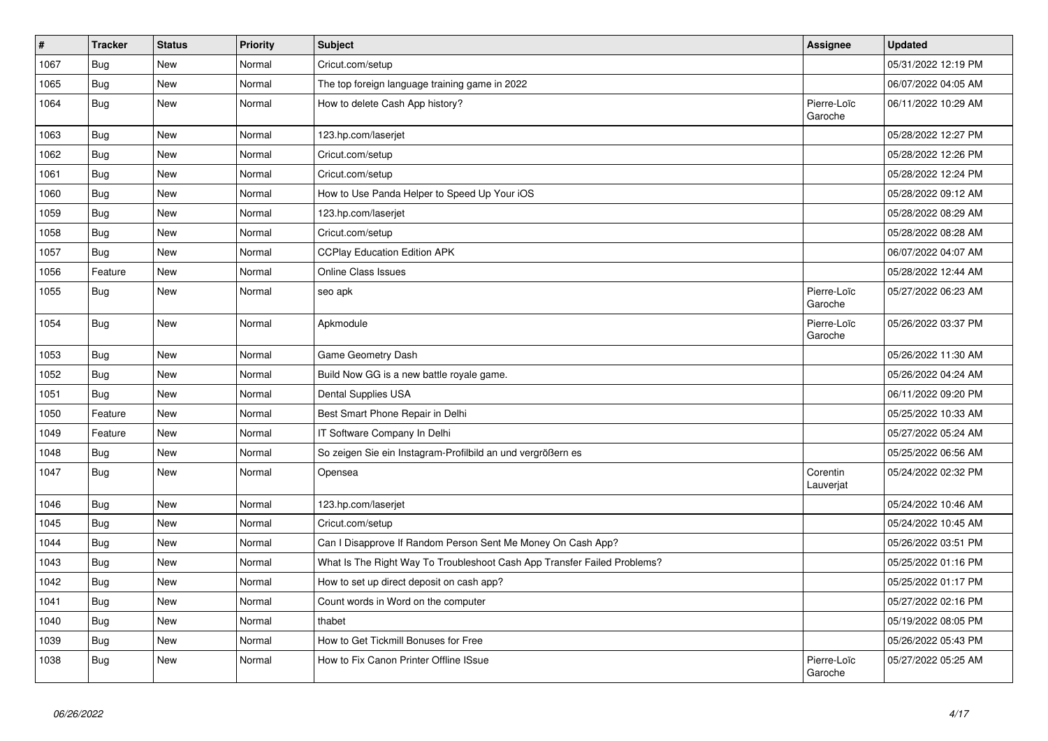| # | Tracker | Status | Priority | Subject | Assignee | Updated |
|---|---|---|---|---|---|---|
| 1067 | Bug | New | Normal | Cricut.com/setup | | 05/31/2022 12:19 PM |
| 1065 | Bug | New | Normal | The top foreign language training game in 2022 | | 06/07/2022 04:05 AM |
| 1064 | Bug | New | Normal | How to delete Cash App history? | Pierre-Loïc Garoche | 06/11/2022 10:29 AM |
| 1063 | Bug | New | Normal | 123.hp.com/laserjet | | 05/28/2022 12:27 PM |
| 1062 | Bug | New | Normal | Cricut.com/setup | | 05/28/2022 12:26 PM |
| 1061 | Bug | New | Normal | Cricut.com/setup | | 05/28/2022 12:24 PM |
| 1060 | Bug | New | Normal | How to Use Panda Helper to Speed Up Your iOS | | 05/28/2022 09:12 AM |
| 1059 | Bug | New | Normal | 123.hp.com/laserjet | | 05/28/2022 08:29 AM |
| 1058 | Bug | New | Normal | Cricut.com/setup | | 05/28/2022 08:28 AM |
| 1057 | Bug | New | Normal | CCPlay Education Edition APK | | 06/07/2022 04:07 AM |
| 1056 | Feature | New | Normal | Online Class Issues | | 05/28/2022 12:44 AM |
| 1055 | Bug | New | Normal | seo apk | Pierre-Loïc Garoche | 05/27/2022 06:23 AM |
| 1054 | Bug | New | Normal | Apkmodule | Pierre-Loïc Garoche | 05/26/2022 03:37 PM |
| 1053 | Bug | New | Normal | Game Geometry Dash | | 05/26/2022 11:30 AM |
| 1052 | Bug | New | Normal | Build Now GG is a new battle royale game. | | 05/26/2022 04:24 AM |
| 1051 | Bug | New | Normal | Dental Supplies USA | | 06/11/2022 09:20 PM |
| 1050 | Feature | New | Normal | Best Smart Phone Repair in Delhi | | 05/25/2022 10:33 AM |
| 1049 | Feature | New | Normal | IT Software Company In Delhi | | 05/27/2022 05:24 AM |
| 1048 | Bug | New | Normal | So zeigen Sie ein Instagram-Profilbild an und vergrößern es | | 05/25/2022 06:56 AM |
| 1047 | Bug | New | Normal | Opensea | Corentin Lauverjat | 05/24/2022 02:32 PM |
| 1046 | Bug | New | Normal | 123.hp.com/laserjet | | 05/24/2022 10:46 AM |
| 1045 | Bug | New | Normal | Cricut.com/setup | | 05/24/2022 10:45 AM |
| 1044 | Bug | New | Normal | Can I Disapprove If Random Person Sent Me Money On Cash App? | | 05/26/2022 03:51 PM |
| 1043 | Bug | New | Normal | What Is The Right Way To Troubleshoot Cash App Transfer Failed Problems? | | 05/25/2022 01:16 PM |
| 1042 | Bug | New | Normal | How to set up direct deposit on cash app? | | 05/25/2022 01:17 PM |
| 1041 | Bug | New | Normal | Count words in Word on the computer | | 05/27/2022 02:16 PM |
| 1040 | Bug | New | Normal | thabet | | 05/19/2022 08:05 PM |
| 1039 | Bug | New | Normal | How to Get Tickmill Bonuses for Free | | 05/26/2022 05:43 PM |
| 1038 | Bug | New | Normal | How to Fix Canon Printer Offline ISsue | Pierre-Loïc Garoche | 05/27/2022 05:25 AM |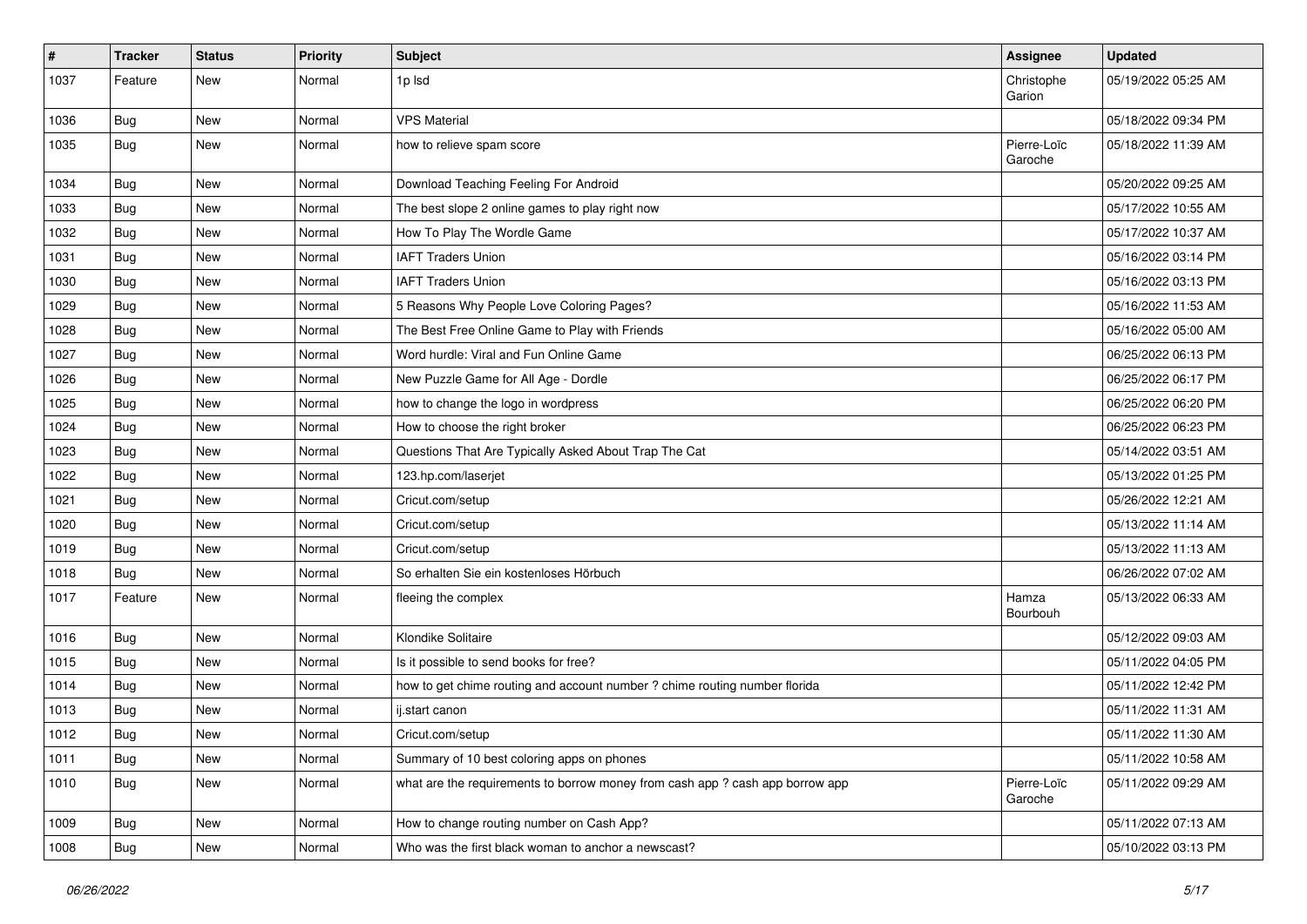| # | Tracker | Status | Priority | Subject | Assignee | Updated |
| --- | --- | --- | --- | --- | --- | --- |
| 1037 | Feature | New | Normal | 1p lsd | Christophe Garion | 05/19/2022 05:25 AM |
| 1036 | Bug | New | Normal | VPS Material | | 05/18/2022 09:34 PM |
| 1035 | Bug | New | Normal | how to relieve spam score | Pierre-Loïc Garoche | 05/18/2022 11:39 AM |
| 1034 | Bug | New | Normal | Download Teaching Feeling For Android | | 05/20/2022 09:25 AM |
| 1033 | Bug | New | Normal | The best slope 2 online games to play right now | | 05/17/2022 10:55 AM |
| 1032 | Bug | New | Normal | How To Play The Wordle Game | | 05/17/2022 10:37 AM |
| 1031 | Bug | New | Normal | IAFT Traders Union | | 05/16/2022 03:14 PM |
| 1030 | Bug | New | Normal | IAFT Traders Union | | 05/16/2022 03:13 PM |
| 1029 | Bug | New | Normal | 5 Reasons Why People Love Coloring Pages? | | 05/16/2022 11:53 AM |
| 1028 | Bug | New | Normal | The Best Free Online Game to Play with Friends | | 05/16/2022 05:00 AM |
| 1027 | Bug | New | Normal | Word hurdle: Viral and Fun Online Game | | 06/25/2022 06:13 PM |
| 1026 | Bug | New | Normal | New Puzzle Game for All Age - Dordle | | 06/25/2022 06:17 PM |
| 1025 | Bug | New | Normal | how to change the logo in wordpress | | 06/25/2022 06:20 PM |
| 1024 | Bug | New | Normal | How to choose the right broker | | 06/25/2022 06:23 PM |
| 1023 | Bug | New | Normal | Questions That Are Typically Asked About Trap The Cat | | 05/14/2022 03:51 AM |
| 1022 | Bug | New | Normal | 123.hp.com/laserjet | | 05/13/2022 01:25 PM |
| 1021 | Bug | New | Normal | Cricut.com/setup | | 05/26/2022 12:21 AM |
| 1020 | Bug | New | Normal | Cricut.com/setup | | 05/13/2022 11:14 AM |
| 1019 | Bug | New | Normal | Cricut.com/setup | | 05/13/2022 11:13 AM |
| 1018 | Bug | New | Normal | So erhalten Sie ein kostenloses Hörbuch | | 06/26/2022 07:02 AM |
| 1017 | Feature | New | Normal | fleeing the complex | Hamza Bourbouh | 05/13/2022 06:33 AM |
| 1016 | Bug | New | Normal | Klondike Solitaire | | 05/12/2022 09:03 AM |
| 1015 | Bug | New | Normal | Is it possible to send books for free? | | 05/11/2022 04:05 PM |
| 1014 | Bug | New | Normal | how to get chime routing and account number ? chime routing number florida | | 05/11/2022 12:42 PM |
| 1013 | Bug | New | Normal | ij.start canon | | 05/11/2022 11:31 AM |
| 1012 | Bug | New | Normal | Cricut.com/setup | | 05/11/2022 11:30 AM |
| 1011 | Bug | New | Normal | Summary of 10 best coloring apps on phones | | 05/11/2022 10:58 AM |
| 1010 | Bug | New | Normal | what are the requirements to borrow money from cash app ? cash app borrow app | Pierre-Loïc Garoche | 05/11/2022 09:29 AM |
| 1009 | Bug | New | Normal | How to change routing number on Cash App? | | 05/11/2022 07:13 AM |
| 1008 | Bug | New | Normal | Who was the first black woman to anchor a newscast? | | 05/10/2022 03:13 PM |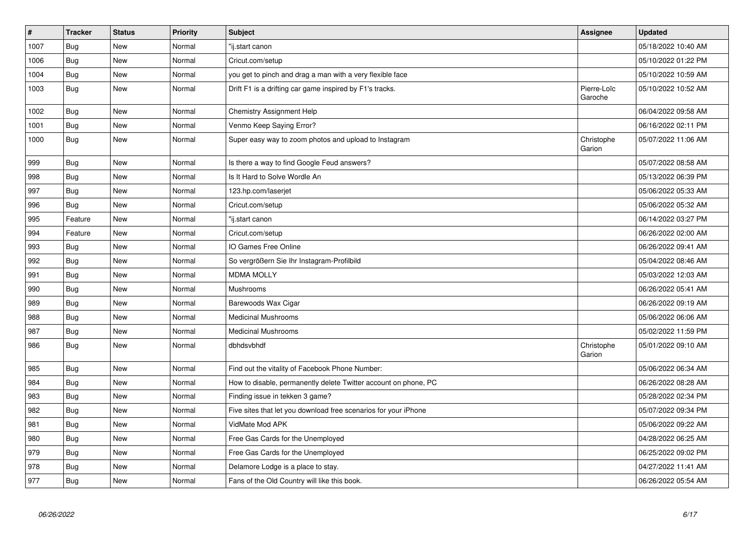| # | Tracker | Status | Priority | Subject | Assignee | Updated |
|---|---|---|---|---|---|---|
| 1007 | Bug | New | Normal | "ij.start canon | | 05/18/2022 10:40 AM |
| 1006 | Bug | New | Normal | Cricut.com/setup | | 05/10/2022 01:22 PM |
| 1004 | Bug | New | Normal | you get to pinch and drag a man with a very flexible face | | 05/10/2022 10:59 AM |
| 1003 | Bug | New | Normal | Drift F1 is a drifting car game inspired by F1's tracks. | Pierre-Loïc Garoche | 05/10/2022 10:52 AM |
| 1002 | Bug | New | Normal | Chemistry Assignment Help | | 06/04/2022 09:58 AM |
| 1001 | Bug | New | Normal | Venmo Keep Saying Error? | | 06/16/2022 02:11 PM |
| 1000 | Bug | New | Normal | Super easy way to zoom photos and upload to Instagram | Christophe Garion | 05/07/2022 11:06 AM |
| 999 | Bug | New | Normal | Is there a way to find Google Feud answers? | | 05/07/2022 08:58 AM |
| 998 | Bug | New | Normal | Is It Hard to Solve Wordle An | | 05/13/2022 06:39 PM |
| 997 | Bug | New | Normal | 123.hp.com/laserjet | | 05/06/2022 05:33 AM |
| 996 | Bug | New | Normal | Cricut.com/setup | | 05/06/2022 05:32 AM |
| 995 | Feature | New | Normal | "ij.start canon | | 06/14/2022 03:27 PM |
| 994 | Feature | New | Normal | Cricut.com/setup | | 06/26/2022 02:00 AM |
| 993 | Bug | New | Normal | IO Games Free Online | | 06/26/2022 09:41 AM |
| 992 | Bug | New | Normal | So vergrößern Sie Ihr Instagram-Profilbild | | 05/04/2022 08:46 AM |
| 991 | Bug | New | Normal | MDMA MOLLY | | 05/03/2022 12:03 AM |
| 990 | Bug | New | Normal | Mushrooms | | 06/26/2022 05:41 AM |
| 989 | Bug | New | Normal | Barewoods Wax Cigar | | 06/26/2022 09:19 AM |
| 988 | Bug | New | Normal | Medicinal Mushrooms | | 05/06/2022 06:06 AM |
| 987 | Bug | New | Normal | Medicinal Mushrooms | | 05/02/2022 11:59 PM |
| 986 | Bug | New | Normal | dbhdsvbhdf | Christophe Garion | 05/01/2022 09:10 AM |
| 985 | Bug | New | Normal | Find out the vitality of Facebook Phone Number: | | 05/06/2022 06:34 AM |
| 984 | Bug | New | Normal | How to disable, permanently delete Twitter account on phone, PC | | 06/26/2022 08:28 AM |
| 983 | Bug | New | Normal | Finding issue in tekken 3 game? | | 05/28/2022 02:34 PM |
| 982 | Bug | New | Normal | Five sites that let you download free scenarios for your iPhone | | 05/07/2022 09:34 PM |
| 981 | Bug | New | Normal | VidMate Mod APK | | 05/06/2022 09:22 AM |
| 980 | Bug | New | Normal | Free Gas Cards for the Unemployed | | 04/28/2022 06:25 AM |
| 979 | Bug | New | Normal | Free Gas Cards for the Unemployed | | 06/25/2022 09:02 PM |
| 978 | Bug | New | Normal | Delamore Lodge is a place to stay. | | 04/27/2022 11:41 AM |
| 977 | Bug | New | Normal | Fans of the Old Country will like this book. | | 06/26/2022 05:54 AM |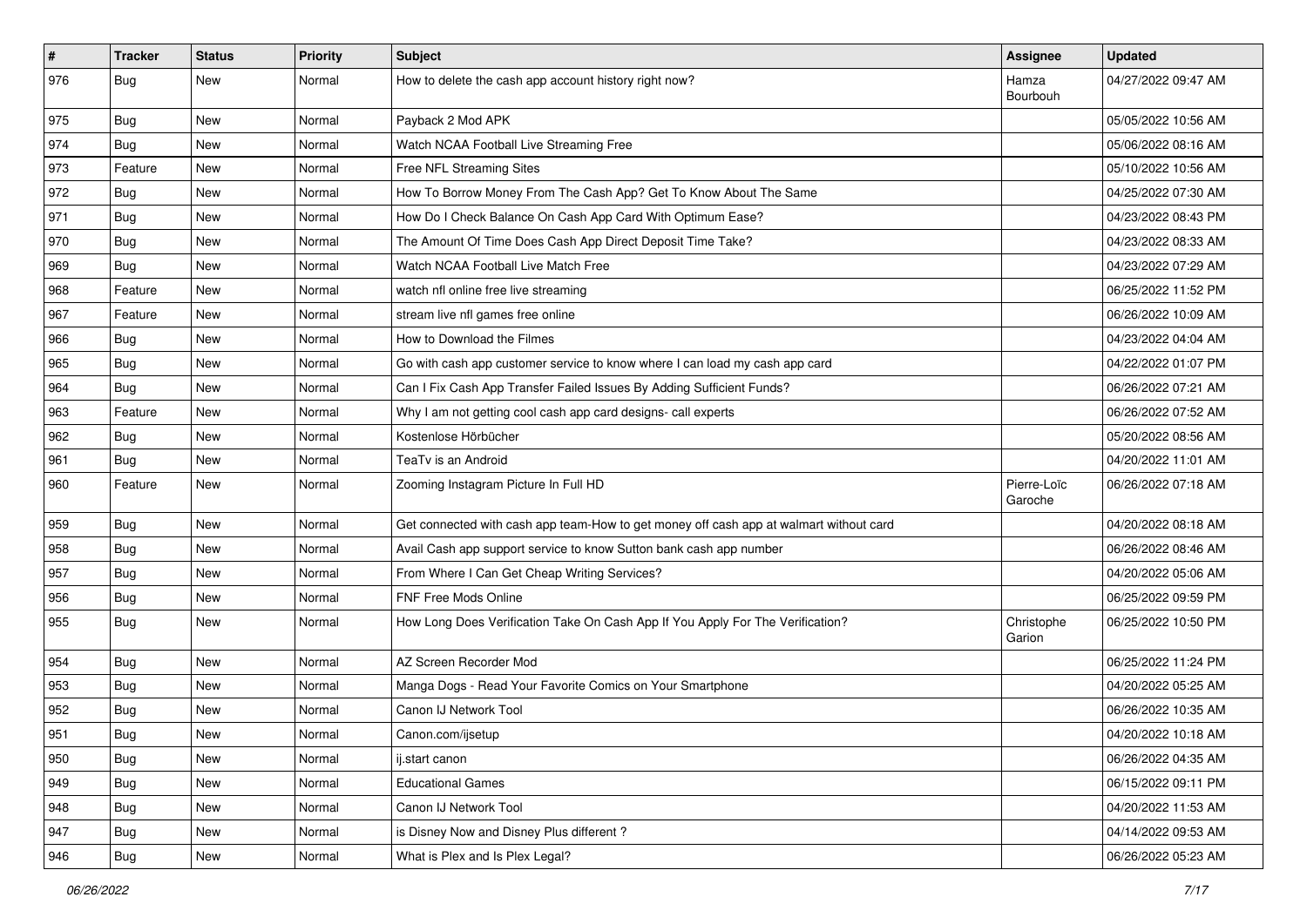| # | Tracker | Status | Priority | Subject | Assignee | Updated |
|---|---|---|---|---|---|---|
| 976 | Bug | New | Normal | How to delete the cash app account history right now? | Hamza Bourbouh | 04/27/2022 09:47 AM |
| 975 | Bug | New | Normal | Payback 2 Mod APK | | 05/05/2022 10:56 AM |
| 974 | Bug | New | Normal | Watch NCAA Football Live Streaming Free | | 05/06/2022 08:16 AM |
| 973 | Feature | New | Normal | Free NFL Streaming Sites | | 05/10/2022 10:56 AM |
| 972 | Bug | New | Normal | How To Borrow Money From The Cash App? Get To Know About The Same | | 04/25/2022 07:30 AM |
| 971 | Bug | New | Normal | How Do I Check Balance On Cash App Card With Optimum Ease? | | 04/23/2022 08:43 PM |
| 970 | Bug | New | Normal | The Amount Of Time Does Cash App Direct Deposit Time Take? | | 04/23/2022 08:33 AM |
| 969 | Bug | New | Normal | Watch NCAA Football Live Match Free | | 04/23/2022 07:29 AM |
| 968 | Feature | New | Normal | watch nfl online free live streaming | | 06/25/2022 11:52 PM |
| 967 | Feature | New | Normal | stream live nfl games free online | | 06/26/2022 10:09 AM |
| 966 | Bug | New | Normal | How to Download the Filmes | | 04/23/2022 04:04 AM |
| 965 | Bug | New | Normal | Go with cash app customer service to know where I can load my cash app card | | 04/22/2022 01:07 PM |
| 964 | Bug | New | Normal | Can I Fix Cash App Transfer Failed Issues By Adding Sufficient Funds? | | 06/26/2022 07:21 AM |
| 963 | Feature | New | Normal | Why I am not getting cool cash app card designs- call experts | | 06/26/2022 07:52 AM |
| 962 | Bug | New | Normal | Kostenlose Hörbücher | | 05/20/2022 08:56 AM |
| 961 | Bug | New | Normal | TeaTv is an Android | | 04/20/2022 11:01 AM |
| 960 | Feature | New | Normal | Zooming Instagram Picture In Full HD | Pierre-Loïc Garoche | 06/26/2022 07:18 AM |
| 959 | Bug | New | Normal | Get connected with cash app team-How to get money off cash app at walmart without card | | 04/20/2022 08:18 AM |
| 958 | Bug | New | Normal | Avail Cash app support service to know Sutton bank cash app number | | 06/26/2022 08:46 AM |
| 957 | Bug | New | Normal | From Where I Can Get Cheap Writing Services? | | 04/20/2022 05:06 AM |
| 956 | Bug | New | Normal | FNF Free Mods Online | | 06/25/2022 09:59 PM |
| 955 | Bug | New | Normal | How Long Does Verification Take On Cash App If You Apply For The Verification? | Christophe Garion | 06/25/2022 10:50 PM |
| 954 | Bug | New | Normal | AZ Screen Recorder Mod | | 06/25/2022 11:24 PM |
| 953 | Bug | New | Normal | Manga Dogs - Read Your Favorite Comics on Your Smartphone | | 04/20/2022 05:25 AM |
| 952 | Bug | New | Normal | Canon IJ Network Tool | | 06/26/2022 10:35 AM |
| 951 | Bug | New | Normal | Canon.com/ijsetup | | 04/20/2022 10:18 AM |
| 950 | Bug | New | Normal | ij.start canon | | 06/26/2022 04:35 AM |
| 949 | Bug | New | Normal | Educational Games | | 06/15/2022 09:11 PM |
| 948 | Bug | New | Normal | Canon IJ Network Tool | | 04/20/2022 11:53 AM |
| 947 | Bug | New | Normal | is Disney Now and Disney Plus different ? | | 04/14/2022 09:53 AM |
| 946 | Bug | New | Normal | What is Plex and Is Plex Legal? | | 06/26/2022 05:23 AM |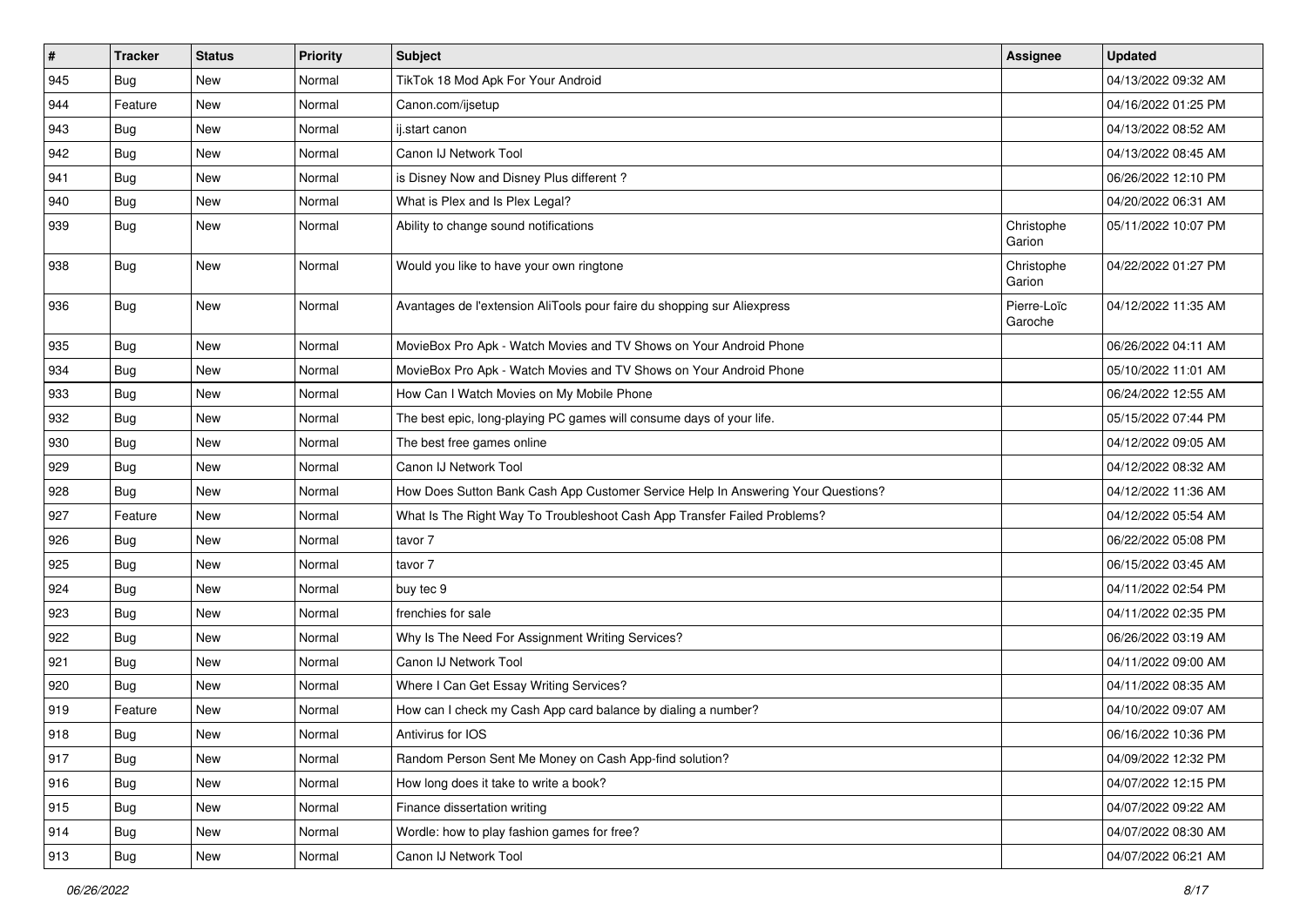| # | Tracker | Status | Priority | Subject | Assignee | Updated |
|---|---|---|---|---|---|---|
| 945 | Bug | New | Normal | TikTok 18 Mod Apk For Your Android | | 04/13/2022 09:32 AM |
| 944 | Feature | New | Normal | Canon.com/ijsetup | | 04/16/2022 01:25 PM |
| 943 | Bug | New | Normal | ij.start canon | | 04/13/2022 08:52 AM |
| 942 | Bug | New | Normal | Canon IJ Network Tool | | 04/13/2022 08:45 AM |
| 941 | Bug | New | Normal | is Disney Now and Disney Plus different ? | | 06/26/2022 12:10 PM |
| 940 | Bug | New | Normal | What is Plex and Is Plex Legal? | | 04/20/2022 06:31 AM |
| 939 | Bug | New | Normal | Ability to change sound notifications | Christophe Garion | 05/11/2022 10:07 PM |
| 938 | Bug | New | Normal | Would you like to have your own ringtone | Christophe Garion | 04/22/2022 01:27 PM |
| 936 | Bug | New | Normal | Avantages de l'extension AliTools pour faire du shopping sur Aliexpress | Pierre-Loïc Garoche | 04/12/2022 11:35 AM |
| 935 | Bug | New | Normal | MovieBox Pro Apk - Watch Movies and TV Shows on Your Android Phone | | 06/26/2022 04:11 AM |
| 934 | Bug | New | Normal | MovieBox Pro Apk - Watch Movies and TV Shows on Your Android Phone | | 05/10/2022 11:01 AM |
| 933 | Bug | New | Normal | How Can I Watch Movies on My Mobile Phone | | 06/24/2022 12:55 AM |
| 932 | Bug | New | Normal | The best epic, long-playing PC games will consume days of your life. | | 05/15/2022 07:44 PM |
| 930 | Bug | New | Normal | The best free games online | | 04/12/2022 09:05 AM |
| 929 | Bug | New | Normal | Canon IJ Network Tool | | 04/12/2022 08:32 AM |
| 928 | Bug | New | Normal | How Does Sutton Bank Cash App Customer Service Help In Answering Your Questions? | | 04/12/2022 11:36 AM |
| 927 | Feature | New | Normal | What Is The Right Way To Troubleshoot Cash App Transfer Failed Problems? | | 04/12/2022 05:54 AM |
| 926 | Bug | New | Normal | tavor 7 | | 06/22/2022 05:08 PM |
| 925 | Bug | New | Normal | tavor 7 | | 06/15/2022 03:45 AM |
| 924 | Bug | New | Normal | buy tec 9 | | 04/11/2022 02:54 PM |
| 923 | Bug | New | Normal | frenchies for sale | | 04/11/2022 02:35 PM |
| 922 | Bug | New | Normal | Why Is The Need For Assignment Writing Services? | | 06/26/2022 03:19 AM |
| 921 | Bug | New | Normal | Canon IJ Network Tool | | 04/11/2022 09:00 AM |
| 920 | Bug | New | Normal | Where I Can Get Essay Writing Services? | | 04/11/2022 08:35 AM |
| 919 | Feature | New | Normal | How can I check my Cash App card balance by dialing a number? | | 04/10/2022 09:07 AM |
| 918 | Bug | New | Normal | Antivirus for IOS | | 06/16/2022 10:36 PM |
| 917 | Bug | New | Normal | Random Person Sent Me Money on Cash App-find solution? | | 04/09/2022 12:32 PM |
| 916 | Bug | New | Normal | How long does it take to write a book? | | 04/07/2022 12:15 PM |
| 915 | Bug | New | Normal | Finance dissertation writing | | 04/07/2022 09:22 AM |
| 914 | Bug | New | Normal | Wordle: how to play fashion games for free? | | 04/07/2022 08:30 AM |
| 913 | Bug | New | Normal | Canon IJ Network Tool | | 04/07/2022 06:21 AM |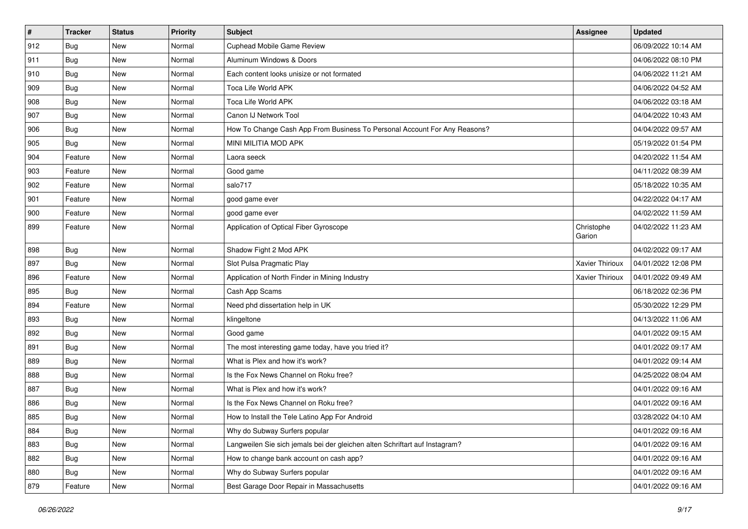| # | Tracker | Status | Priority | Subject | Assignee | Updated |
|---|---|---|---|---|---|---|
| 912 | Bug | New | Normal | Cuphead Mobile Game Review | | 06/09/2022 10:14 AM |
| 911 | Bug | New | Normal | Aluminum Windows & Doors | | 04/06/2022 08:10 PM |
| 910 | Bug | New | Normal | Each content looks unisize or not formated | | 04/06/2022 11:21 AM |
| 909 | Bug | New | Normal | Toca Life World APK | | 04/06/2022 04:52 AM |
| 908 | Bug | New | Normal | Toca Life World APK | | 04/06/2022 03:18 AM |
| 907 | Bug | New | Normal | Canon IJ Network Tool | | 04/04/2022 10:43 AM |
| 906 | Bug | New | Normal | How To Change Cash App From Business To Personal Account For Any Reasons? | | 04/04/2022 09:57 AM |
| 905 | Bug | New | Normal | MINI MILITIA MOD APK | | 05/19/2022 01:54 PM |
| 904 | Feature | New | Normal | Laora seeck | | 04/20/2022 11:54 AM |
| 903 | Feature | New | Normal | Good game | | 04/11/2022 08:39 AM |
| 902 | Feature | New | Normal | salo717 | | 05/18/2022 10:35 AM |
| 901 | Feature | New | Normal | good game ever | | 04/22/2022 04:17 AM |
| 900 | Feature | New | Normal | good game ever | | 04/02/2022 11:59 AM |
| 899 | Feature | New | Normal | Application of Optical Fiber Gyroscope | Christophe Garion | 04/02/2022 11:23 AM |
| 898 | Bug | New | Normal | Shadow Fight 2 Mod APK | | 04/02/2022 09:17 AM |
| 897 | Bug | New | Normal | Slot Pulsa Pragmatic Play | Xavier Thirioux | 04/01/2022 12:08 PM |
| 896 | Feature | New | Normal | Application of North Finder in Mining Industry | Xavier Thirioux | 04/01/2022 09:49 AM |
| 895 | Bug | New | Normal | Cash App Scams | | 06/18/2022 02:36 PM |
| 894 | Feature | New | Normal | Need phd dissertation help in UK | | 05/30/2022 12:29 PM |
| 893 | Bug | New | Normal | klingeltone | | 04/13/2022 11:06 AM |
| 892 | Bug | New | Normal | Good game | | 04/01/2022 09:15 AM |
| 891 | Bug | New | Normal | The most interesting game today, have you tried it? | | 04/01/2022 09:17 AM |
| 889 | Bug | New | Normal | What is Plex and how it's work? | | 04/01/2022 09:14 AM |
| 888 | Bug | New | Normal | Is the Fox News Channel on Roku free? | | 04/25/2022 08:04 AM |
| 887 | Bug | New | Normal | What is Plex and how it's work? | | 04/01/2022 09:16 AM |
| 886 | Bug | New | Normal | Is the Fox News Channel on Roku free? | | 04/01/2022 09:16 AM |
| 885 | Bug | New | Normal | How to Install the Tele Latino App For Android | | 03/28/2022 04:10 AM |
| 884 | Bug | New | Normal | Why do Subway Surfers popular | | 04/01/2022 09:16 AM |
| 883 | Bug | New | Normal | Langweilen Sie sich jemals bei der gleichen alten Schriftart auf Instagram? | | 04/01/2022 09:16 AM |
| 882 | Bug | New | Normal | How to change bank account on cash app? | | 04/01/2022 09:16 AM |
| 880 | Bug | New | Normal | Why do Subway Surfers popular | | 04/01/2022 09:16 AM |
| 879 | Feature | New | Normal | Best Garage Door Repair in Massachusetts | | 04/01/2022 09:16 AM |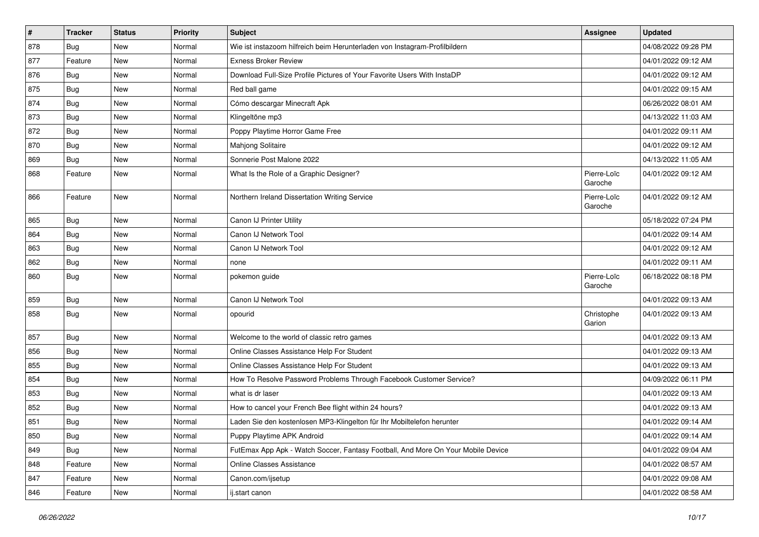| # | Tracker | Status | Priority | Subject | Assignee | Updated |
|---|---|---|---|---|---|---|
| 878 | Bug | New | Normal | Wie ist instazoom hilfreich beim Herunterladen von Instagram-Profilbildern | | 04/08/2022 09:28 PM |
| 877 | Feature | New | Normal | Exness Broker Review | | 04/01/2022 09:12 AM |
| 876 | Bug | New | Normal | Download Full-Size Profile Pictures of Your Favorite Users With InstaDP | | 04/01/2022 09:12 AM |
| 875 | Bug | New | Normal | Red ball game | | 04/01/2022 09:15 AM |
| 874 | Bug | New | Normal | Cómo descargar Minecraft Apk | | 06/26/2022 08:01 AM |
| 873 | Bug | New | Normal | Klingeltöne mp3 | | 04/13/2022 11:03 AM |
| 872 | Bug | New | Normal | Poppy Playtime Horror Game Free | | 04/01/2022 09:11 AM |
| 870 | Bug | New | Normal | Mahjong Solitaire | | 04/01/2022 09:12 AM |
| 869 | Bug | New | Normal | Sonnerie Post Malone 2022 | | 04/13/2022 11:05 AM |
| 868 | Feature | New | Normal | What Is the Role of a Graphic Designer? | Pierre-Loïc Garoche | 04/01/2022 09:12 AM |
| 866 | Feature | New | Normal | Northern Ireland Dissertation Writing Service | Pierre-Loïc Garoche | 04/01/2022 09:12 AM |
| 865 | Bug | New | Normal | Canon IJ Printer Utility | | 05/18/2022 07:24 PM |
| 864 | Bug | New | Normal | Canon IJ Network Tool | | 04/01/2022 09:14 AM |
| 863 | Bug | New | Normal | Canon IJ Network Tool | | 04/01/2022 09:12 AM |
| 862 | Bug | New | Normal | none | | 04/01/2022 09:11 AM |
| 860 | Bug | New | Normal | pokemon guide | Pierre-Loïc Garoche | 06/18/2022 08:18 PM |
| 859 | Bug | New | Normal | Canon IJ Network Tool | | 04/01/2022 09:13 AM |
| 858 | Bug | New | Normal | opourid | Christophe Garion | 04/01/2022 09:13 AM |
| 857 | Bug | New | Normal | Welcome to the world of classic retro games | | 04/01/2022 09:13 AM |
| 856 | Bug | New | Normal | Online Classes Assistance Help For Student | | 04/01/2022 09:13 AM |
| 855 | Bug | New | Normal | Online Classes Assistance Help For Student | | 04/01/2022 09:13 AM |
| 854 | Bug | New | Normal | How To Resolve Password Problems Through Facebook Customer Service? | | 04/09/2022 06:11 PM |
| 853 | Bug | New | Normal | what is dr laser | | 04/01/2022 09:13 AM |
| 852 | Bug | New | Normal | How to cancel your French Bee flight within 24 hours? | | 04/01/2022 09:13 AM |
| 851 | Bug | New | Normal | Laden Sie den kostenlosen MP3-Klingelton für Ihr Mobiltelefon herunter | | 04/01/2022 09:14 AM |
| 850 | Bug | New | Normal | Puppy Playtime APK Android | | 04/01/2022 09:14 AM |
| 849 | Bug | New | Normal | FutEmax App Apk - Watch Soccer, Fantasy Football, And More On Your Mobile Device | | 04/01/2022 09:04 AM |
| 848 | Feature | New | Normal | Online Classes Assistance | | 04/01/2022 08:57 AM |
| 847 | Feature | New | Normal | Canon.com/ijsetup | | 04/01/2022 09:08 AM |
| 846 | Feature | New | Normal | ij.start canon | | 04/01/2022 08:58 AM |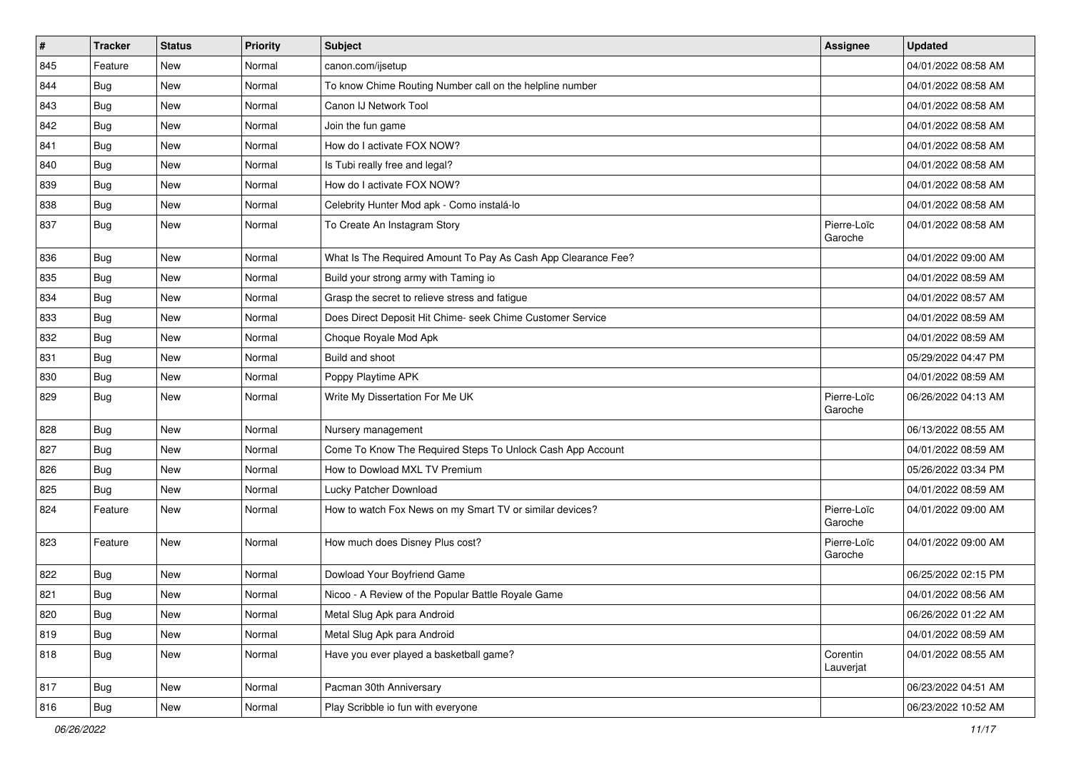| # | Tracker | Status | Priority | Subject | Assignee | Updated |
|---|---|---|---|---|---|---|
| 845 | Feature | New | Normal | canon.com/ijsetup | | 04/01/2022 08:58 AM |
| 844 | Bug | New | Normal | To know Chime Routing Number call on the helpline number | | 04/01/2022 08:58 AM |
| 843 | Bug | New | Normal | Canon IJ Network Tool | | 04/01/2022 08:58 AM |
| 842 | Bug | New | Normal | Join the fun game | | 04/01/2022 08:58 AM |
| 841 | Bug | New | Normal | How do I activate FOX NOW? | | 04/01/2022 08:58 AM |
| 840 | Bug | New | Normal | Is Tubi really free and legal? | | 04/01/2022 08:58 AM |
| 839 | Bug | New | Normal | How do I activate FOX NOW? | | 04/01/2022 08:58 AM |
| 838 | Bug | New | Normal | Celebrity Hunter Mod apk - Como instalá-lo | | 04/01/2022 08:58 AM |
| 837 | Bug | New | Normal | To Create An Instagram Story | Pierre-Loïc Garoche | 04/01/2022 08:58 AM |
| 836 | Bug | New | Normal | What Is The Required Amount To Pay As Cash App Clearance Fee? | | 04/01/2022 09:00 AM |
| 835 | Bug | New | Normal | Build your strong army with Taming io | | 04/01/2022 08:59 AM |
| 834 | Bug | New | Normal | Grasp the secret to relieve stress and fatigue | | 04/01/2022 08:57 AM |
| 833 | Bug | New | Normal | Does Direct Deposit Hit Chime- seek Chime Customer Service | | 04/01/2022 08:59 AM |
| 832 | Bug | New | Normal | Choque Royale Mod Apk | | 04/01/2022 08:59 AM |
| 831 | Bug | New | Normal | Build and shoot | | 05/29/2022 04:47 PM |
| 830 | Bug | New | Normal | Poppy Playtime APK | | 04/01/2022 08:59 AM |
| 829 | Bug | New | Normal | Write My Dissertation For Me UK | Pierre-Loïc Garoche | 06/26/2022 04:13 AM |
| 828 | Bug | New | Normal | Nursery management | | 06/13/2022 08:55 AM |
| 827 | Bug | New | Normal | Come To Know The Required Steps To Unlock Cash App Account | | 04/01/2022 08:59 AM |
| 826 | Bug | New | Normal | How to Dowload MXL TV Premium | | 05/26/2022 03:34 PM |
| 825 | Bug | New | Normal | Lucky Patcher Download | | 04/01/2022 08:59 AM |
| 824 | Feature | New | Normal | How to watch Fox News on my Smart TV or similar devices? | Pierre-Loïc Garoche | 04/01/2022 09:00 AM |
| 823 | Feature | New | Normal | How much does Disney Plus cost? | Pierre-Loïc Garoche | 04/01/2022 09:00 AM |
| 822 | Bug | New | Normal | Dowload Your Boyfriend Game | | 06/25/2022 02:15 PM |
| 821 | Bug | New | Normal | Nicoo - A Review of the Popular Battle Royale Game | | 04/01/2022 08:56 AM |
| 820 | Bug | New | Normal | Metal Slug Apk para Android | | 06/26/2022 01:22 AM |
| 819 | Bug | New | Normal | Metal Slug Apk para Android | | 04/01/2022 08:59 AM |
| 818 | Bug | New | Normal | Have you ever played a basketball game? | Corentin Lauverjat | 04/01/2022 08:55 AM |
| 817 | Bug | New | Normal | Pacman 30th Anniversary | | 06/23/2022 04:51 AM |
| 816 | Bug | New | Normal | Play Scribble io fun with everyone | | 06/23/2022 10:52 AM |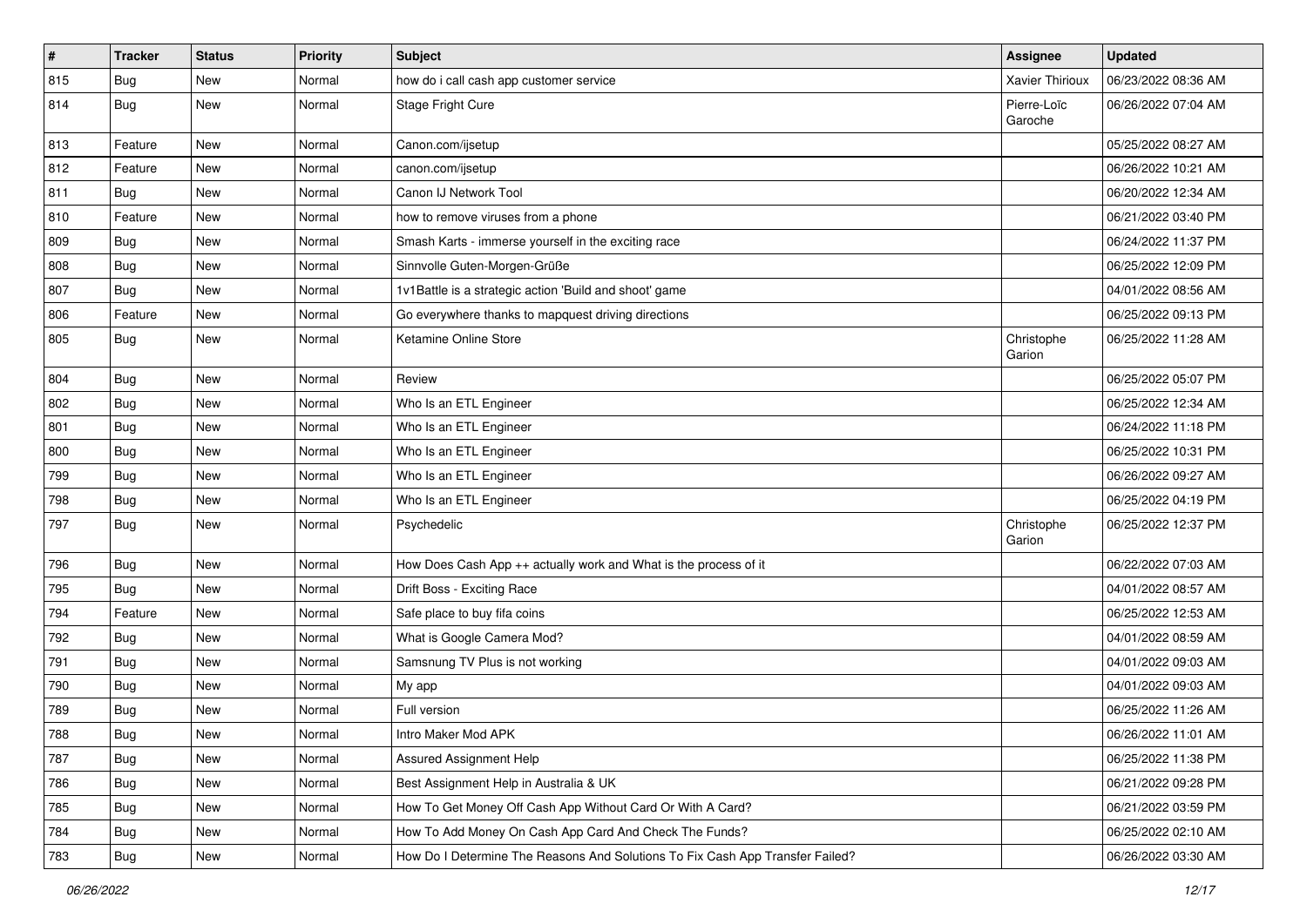| # | Tracker | Status | Priority | Subject | Assignee | Updated |
|---|---|---|---|---|---|---|
| 815 | Bug | New | Normal | how do i call cash app customer service | Xavier Thirioux | 06/23/2022 08:36 AM |
| 814 | Bug | New | Normal | Stage Fright Cure | Pierre-Loïc Garoche | 06/26/2022 07:04 AM |
| 813 | Feature | New | Normal | Canon.com/ijsetup | | 05/25/2022 08:27 AM |
| 812 | Feature | New | Normal | canon.com/ijsetup | | 06/26/2022 10:21 AM |
| 811 | Bug | New | Normal | Canon IJ Network Tool | | 06/20/2022 12:34 AM |
| 810 | Feature | New | Normal | how to remove viruses from a phone | | 06/21/2022 03:40 PM |
| 809 | Bug | New | Normal | Smash Karts - immerse yourself in the exciting race | | 06/24/2022 11:37 PM |
| 808 | Bug | New | Normal | Sinnvolle Guten-Morgen-Grüße | | 06/25/2022 12:09 PM |
| 807 | Bug | New | Normal | 1v1Battle is a strategic action 'Build and shoot' game | | 04/01/2022 08:56 AM |
| 806 | Feature | New | Normal | Go everywhere thanks to mapquest driving directions | | 06/25/2022 09:13 PM |
| 805 | Bug | New | Normal | Ketamine Online Store | Christophe Garion | 06/25/2022 11:28 AM |
| 804 | Bug | New | Normal | Review | | 06/25/2022 05:07 PM |
| 802 | Bug | New | Normal | Who Is an ETL Engineer | | 06/25/2022 12:34 AM |
| 801 | Bug | New | Normal | Who Is an ETL Engineer | | 06/24/2022 11:18 PM |
| 800 | Bug | New | Normal | Who Is an ETL Engineer | | 06/25/2022 10:31 PM |
| 799 | Bug | New | Normal | Who Is an ETL Engineer | | 06/26/2022 09:27 AM |
| 798 | Bug | New | Normal | Who Is an ETL Engineer | | 06/25/2022 04:19 PM |
| 797 | Bug | New | Normal | Psychedelic | Christophe Garion | 06/25/2022 12:37 PM |
| 796 | Bug | New | Normal | How Does Cash App ++ actually work and What is the process of it | | 06/22/2022 07:03 AM |
| 795 | Bug | New | Normal | Drift Boss - Exciting Race | | 04/01/2022 08:57 AM |
| 794 | Feature | New | Normal | Safe place to buy fifa coins | | 06/25/2022 12:53 AM |
| 792 | Bug | New | Normal | What is Google Camera Mod? | | 04/01/2022 08:59 AM |
| 791 | Bug | New | Normal | Samsnung TV Plus is not working | | 04/01/2022 09:03 AM |
| 790 | Bug | New | Normal | My app | | 04/01/2022 09:03 AM |
| 789 | Bug | New | Normal | Full version | | 06/25/2022 11:26 AM |
| 788 | Bug | New | Normal | Intro Maker Mod APK | | 06/26/2022 11:01 AM |
| 787 | Bug | New | Normal | Assured Assignment Help | | 06/25/2022 11:38 PM |
| 786 | Bug | New | Normal | Best Assignment Help in Australia & UK | | 06/21/2022 09:28 PM |
| 785 | Bug | New | Normal | How To Get Money Off Cash App Without Card Or With A Card? | | 06/21/2022 03:59 PM |
| 784 | Bug | New | Normal | How To Add Money On Cash App Card And Check The Funds? | | 06/25/2022 02:10 AM |
| 783 | Bug | New | Normal | How Do I Determine The Reasons And Solutions To Fix Cash App Transfer Failed? | | 06/26/2022 03:30 AM |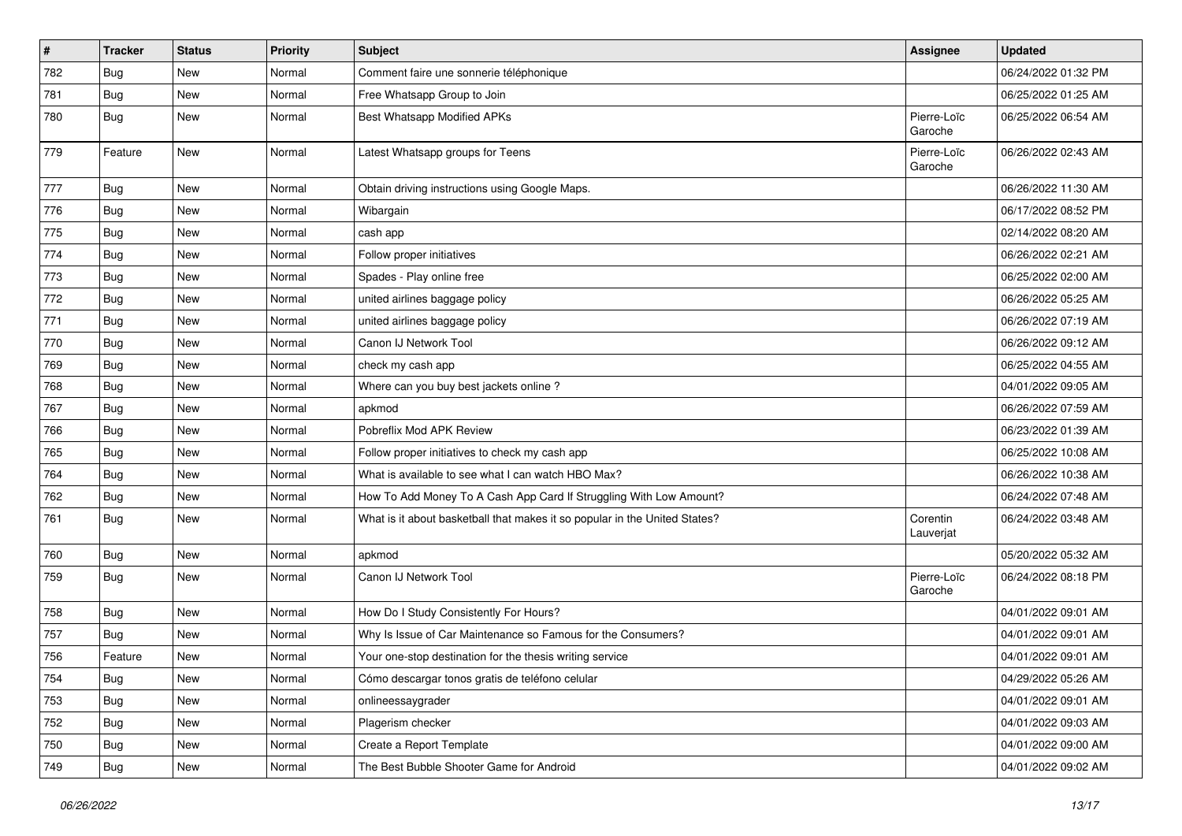| # | Tracker | Status | Priority | Subject | Assignee | Updated |
|---|---|---|---|---|---|---|
| 782 | Bug | New | Normal | Comment faire une sonnerie téléphonique | | 06/24/2022 01:32 PM |
| 781 | Bug | New | Normal | Free Whatsapp Group to Join | | 06/25/2022 01:25 AM |
| 780 | Bug | New | Normal | Best Whatsapp Modified APKs | Pierre-Loïc Garoche | 06/25/2022 06:54 AM |
| 779 | Feature | New | Normal | Latest Whatsapp groups for Teens | Pierre-Loïc Garoche | 06/26/2022 02:43 AM |
| 777 | Bug | New | Normal | Obtain driving instructions using Google Maps. | | 06/26/2022 11:30 AM |
| 776 | Bug | New | Normal | Wibargain | | 06/17/2022 08:52 PM |
| 775 | Bug | New | Normal | cash app | | 02/14/2022 08:20 AM |
| 774 | Bug | New | Normal | Follow proper initiatives | | 06/26/2022 02:21 AM |
| 773 | Bug | New | Normal | Spades - Play online free | | 06/25/2022 02:00 AM |
| 772 | Bug | New | Normal | united airlines baggage policy | | 06/26/2022 05:25 AM |
| 771 | Bug | New | Normal | united airlines baggage policy | | 06/26/2022 07:19 AM |
| 770 | Bug | New | Normal | Canon IJ Network Tool | | 06/26/2022 09:12 AM |
| 769 | Bug | New | Normal | check my cash app | | 06/25/2022 04:55 AM |
| 768 | Bug | New | Normal | Where can you buy best jackets online ? | | 04/01/2022 09:05 AM |
| 767 | Bug | New | Normal | apkmod | | 06/26/2022 07:59 AM |
| 766 | Bug | New | Normal | Pobreflix Mod APK Review | | 06/23/2022 01:39 AM |
| 765 | Bug | New | Normal | Follow proper initiatives to check my cash app | | 06/25/2022 10:08 AM |
| 764 | Bug | New | Normal | What is available to see what I can watch HBO Max? | | 06/26/2022 10:38 AM |
| 762 | Bug | New | Normal | How To Add Money To A Cash App Card If Struggling With Low Amount? | | 06/24/2022 07:48 AM |
| 761 | Bug | New | Normal | What is it about basketball that makes it so popular in the United States? | Corentin Lauverjat | 06/24/2022 03:48 AM |
| 760 | Bug | New | Normal | apkmod | | 05/20/2022 05:32 AM |
| 759 | Bug | New | Normal | Canon IJ Network Tool | Pierre-Loïc Garoche | 06/24/2022 08:18 PM |
| 758 | Bug | New | Normal | How Do I Study Consistently For Hours? | | 04/01/2022 09:01 AM |
| 757 | Bug | New | Normal | Why Is Issue of Car Maintenance so Famous for the Consumers? | | 04/01/2022 09:01 AM |
| 756 | Feature | New | Normal | Your one-stop destination for the thesis writing service | | 04/01/2022 09:01 AM |
| 754 | Bug | New | Normal | Cómo descargar tonos gratis de teléfono celular | | 04/29/2022 05:26 AM |
| 753 | Bug | New | Normal | onlineessaygrader | | 04/01/2022 09:01 AM |
| 752 | Bug | New | Normal | Plagerism checker | | 04/01/2022 09:03 AM |
| 750 | Bug | New | Normal | Create a Report Template | | 04/01/2022 09:00 AM |
| 749 | Bug | New | Normal | The Best Bubble Shooter Game for Android | | 04/01/2022 09:02 AM |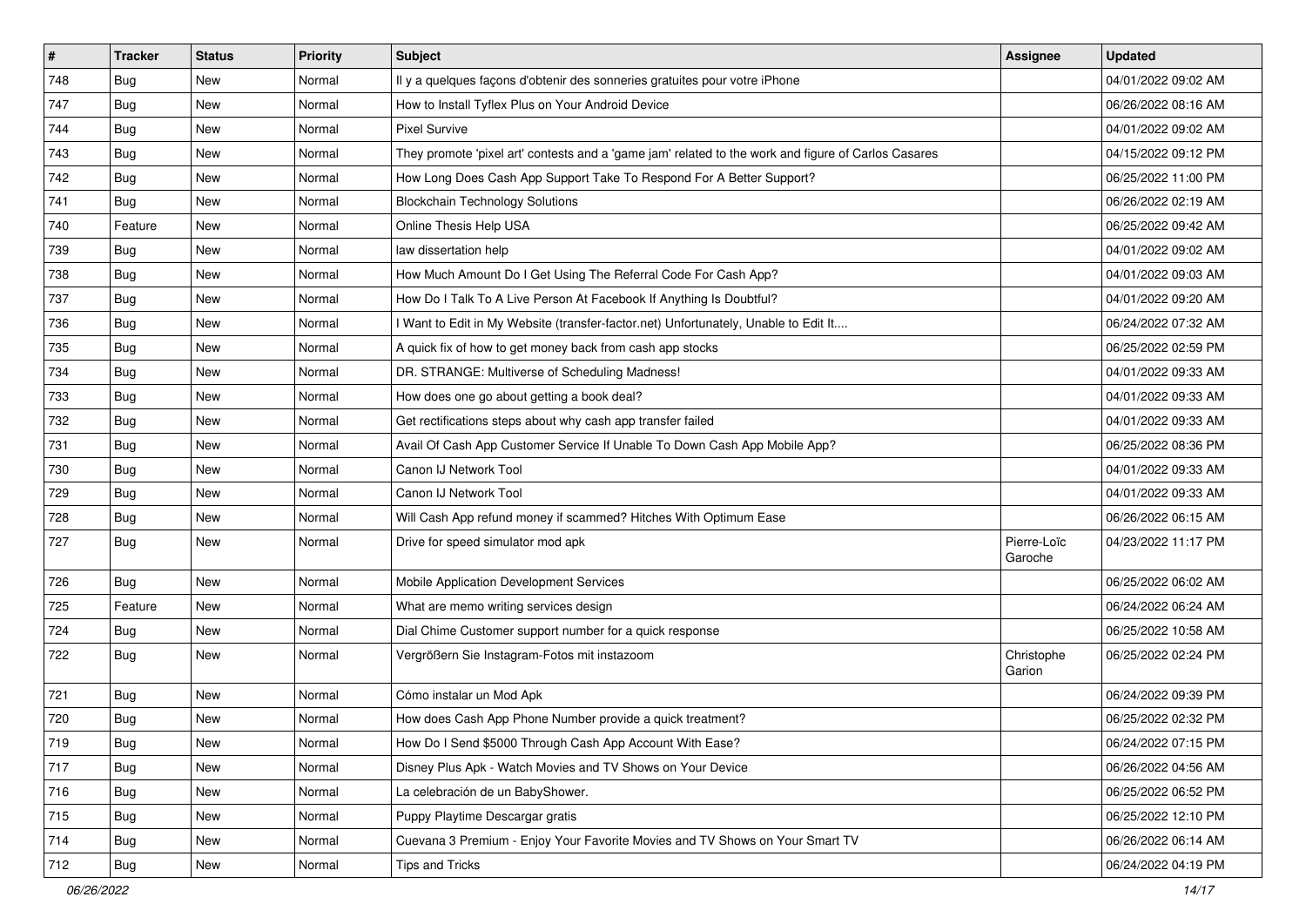| # | Tracker | Status | Priority | Subject | Assignee | Updated |
| --- | --- | --- | --- | --- | --- | --- |
| 748 | Bug | New | Normal | Il y a quelques façons d'obtenir des sonneries gratuites pour votre iPhone | | 04/01/2022 09:02 AM |
| 747 | Bug | New | Normal | How to Install Tyflex Plus on Your Android Device | | 06/26/2022 08:16 AM |
| 744 | Bug | New | Normal | Pixel Survive | | 04/01/2022 09:02 AM |
| 743 | Bug | New | Normal | They promote 'pixel art' contests and a 'game jam' related to the work and figure of Carlos Casares | | 04/15/2022 09:12 PM |
| 742 | Bug | New | Normal | How Long Does Cash App Support Take To Respond For A Better Support? | | 06/25/2022 11:00 PM |
| 741 | Bug | New | Normal | Blockchain Technology Solutions | | 06/26/2022 02:19 AM |
| 740 | Feature | New | Normal | Online Thesis Help USA | | 06/25/2022 09:42 AM |
| 739 | Bug | New | Normal | law dissertation help | | 04/01/2022 09:02 AM |
| 738 | Bug | New | Normal | How Much Amount Do I Get Using The Referral Code For Cash App? | | 04/01/2022 09:03 AM |
| 737 | Bug | New | Normal | How Do I Talk To A Live Person At Facebook If Anything Is Doubtful? | | 04/01/2022 09:20 AM |
| 736 | Bug | New | Normal | I Want to Edit in My Website (transfer-factor.net) Unfortunately, Unable to Edit It.... | | 06/24/2022 07:32 AM |
| 735 | Bug | New | Normal | A quick fix of how to get money back from cash app stocks | | 06/25/2022 02:59 PM |
| 734 | Bug | New | Normal | DR. STRANGE: Multiverse of Scheduling Madness! | | 04/01/2022 09:33 AM |
| 733 | Bug | New | Normal | How does one go about getting a book deal? | | 04/01/2022 09:33 AM |
| 732 | Bug | New | Normal | Get rectifications steps about why cash app transfer failed | | 04/01/2022 09:33 AM |
| 731 | Bug | New | Normal | Avail Of Cash App Customer Service If Unable To Down Cash App Mobile App? | | 06/25/2022 08:36 PM |
| 730 | Bug | New | Normal | Canon IJ Network Tool | | 04/01/2022 09:33 AM |
| 729 | Bug | New | Normal | Canon IJ Network Tool | | 04/01/2022 09:33 AM |
| 728 | Bug | New | Normal | Will Cash App refund money if scammed? Hitches With Optimum Ease | | 06/26/2022 06:15 AM |
| 727 | Bug | New | Normal | Drive for speed simulator mod apk | Pierre-Loïc Garoche | 04/23/2022 11:17 PM |
| 726 | Bug | New | Normal | Mobile Application Development Services | | 06/25/2022 06:02 AM |
| 725 | Feature | New | Normal | What are memo writing services design | | 06/24/2022 06:24 AM |
| 724 | Bug | New | Normal | Dial Chime Customer support number for a quick response | | 06/25/2022 10:58 AM |
| 722 | Bug | New | Normal | Vergrößern Sie Instagram-Fotos mit instazoom | Christophe Garion | 06/25/2022 02:24 PM |
| 721 | Bug | New | Normal | Cómo instalar un Mod Apk | | 06/24/2022 09:39 PM |
| 720 | Bug | New | Normal | How does Cash App Phone Number provide a quick treatment? | | 06/25/2022 02:32 PM |
| 719 | Bug | New | Normal | How Do I Send $5000 Through Cash App Account With Ease? | | 06/24/2022 07:15 PM |
| 717 | Bug | New | Normal | Disney Plus Apk - Watch Movies and TV Shows on Your Device | | 06/26/2022 04:56 AM |
| 716 | Bug | New | Normal | La celebración de un BabyShower. | | 06/25/2022 06:52 PM |
| 715 | Bug | New | Normal | Puppy Playtime Descargar gratis | | 06/25/2022 12:10 PM |
| 714 | Bug | New | Normal | Cuevana 3 Premium - Enjoy Your Favorite Movies and TV Shows on Your Smart TV | | 06/26/2022 06:14 AM |
| 712 | Bug | New | Normal | Tips and Tricks | | 06/24/2022 04:19 PM |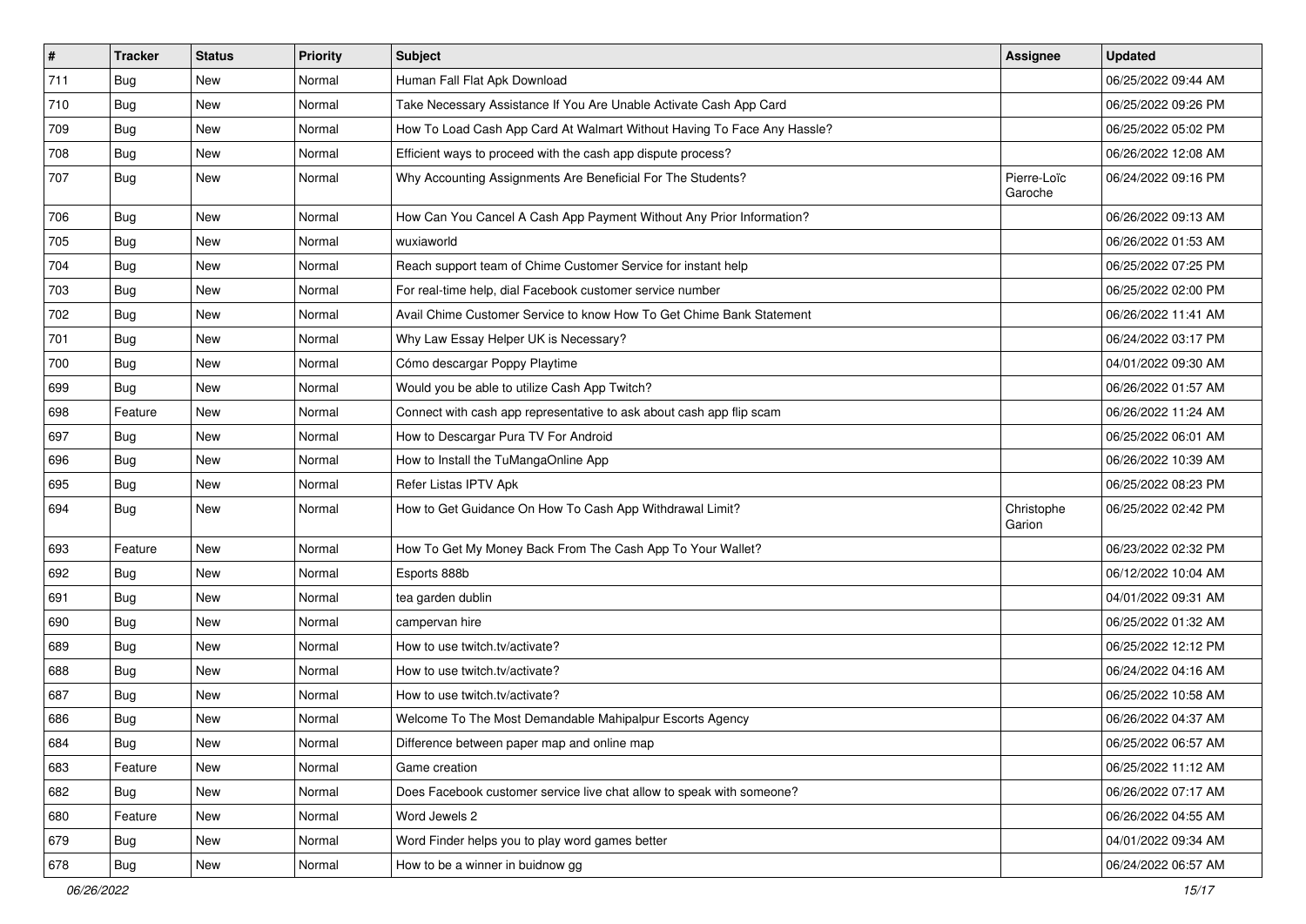| # | Tracker | Status | Priority | Subject | Assignee | Updated |
|---|---|---|---|---|---|---|
| 711 | Bug | New | Normal | Human Fall Flat Apk Download | | 06/25/2022 09:44 AM |
| 710 | Bug | New | Normal | Take Necessary Assistance If You Are Unable Activate Cash App Card | | 06/25/2022 09:26 PM |
| 709 | Bug | New | Normal | How To Load Cash App Card At Walmart Without Having To Face Any Hassle? | | 06/25/2022 05:02 PM |
| 708 | Bug | New | Normal | Efficient ways to proceed with the cash app dispute process? | | 06/26/2022 12:08 AM |
| 707 | Bug | New | Normal | Why Accounting Assignments Are Beneficial For The Students? | Pierre-Loïc Garoche | 06/24/2022 09:16 PM |
| 706 | Bug | New | Normal | How Can You Cancel A Cash App Payment Without Any Prior Information? | | 06/26/2022 09:13 AM |
| 705 | Bug | New | Normal | wuxiaworld | | 06/26/2022 01:53 AM |
| 704 | Bug | New | Normal | Reach support team of Chime Customer Service for instant help | | 06/25/2022 07:25 PM |
| 703 | Bug | New | Normal | For real-time help, dial Facebook customer service number | | 06/25/2022 02:00 PM |
| 702 | Bug | New | Normal | Avail Chime Customer Service to know How To Get Chime Bank Statement | | 06/26/2022 11:41 AM |
| 701 | Bug | New | Normal | Why Law Essay Helper UK is Necessary? | | 06/24/2022 03:17 PM |
| 700 | Bug | New | Normal | Cómo descargar Poppy Playtime | | 04/01/2022 09:30 AM |
| 699 | Bug | New | Normal | Would you be able to utilize Cash App Twitch? | | 06/26/2022 01:57 AM |
| 698 | Feature | New | Normal | Connect with cash app representative to ask about cash app flip scam | | 06/26/2022 11:24 AM |
| 697 | Bug | New | Normal | How to Descargar Pura TV For Android | | 06/25/2022 06:01 AM |
| 696 | Bug | New | Normal | How to Install the TuMangaOnline App | | 06/26/2022 10:39 AM |
| 695 | Bug | New | Normal | Refer Listas IPTV Apk | | 06/25/2022 08:23 PM |
| 694 | Bug | New | Normal | How to Get Guidance On How To Cash App Withdrawal Limit? | Christophe Garion | 06/25/2022 02:42 PM |
| 693 | Feature | New | Normal | How To Get My Money Back From The Cash App To Your Wallet? | | 06/23/2022 02:32 PM |
| 692 | Bug | New | Normal | Esports 888b | | 06/12/2022 10:04 AM |
| 691 | Bug | New | Normal | tea garden dublin | | 04/01/2022 09:31 AM |
| 690 | Bug | New | Normal | campervan hire | | 06/25/2022 01:32 AM |
| 689 | Bug | New | Normal | How to use twitch.tv/activate? | | 06/25/2022 12:12 PM |
| 688 | Bug | New | Normal | How to use twitch.tv/activate? | | 06/24/2022 04:16 AM |
| 687 | Bug | New | Normal | How to use twitch.tv/activate? | | 06/25/2022 10:58 AM |
| 686 | Bug | New | Normal | Welcome To The Most Demandable Mahipalpur Escorts Agency | | 06/26/2022 04:37 AM |
| 684 | Bug | New | Normal | Difference between paper map and online map | | 06/25/2022 06:57 AM |
| 683 | Feature | New | Normal | Game creation | | 06/25/2022 11:12 AM |
| 682 | Bug | New | Normal | Does Facebook customer service live chat allow to speak with someone? | | 06/26/2022 07:17 AM |
| 680 | Feature | New | Normal | Word Jewels 2 | | 06/26/2022 04:55 AM |
| 679 | Bug | New | Normal | Word Finder helps you to play word games better | | 04/01/2022 09:34 AM |
| 678 | Bug | New | Normal | How to be a winner in buidnow gg | | 06/24/2022 06:57 AM |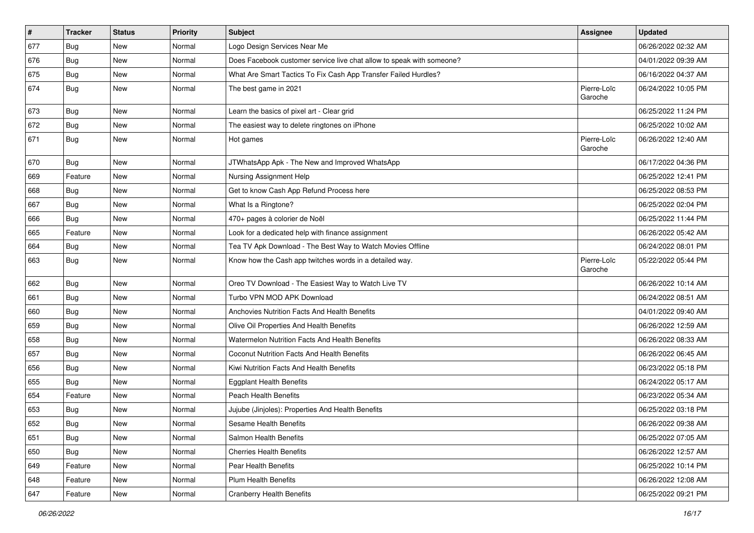| # | Tracker | Status | Priority | Subject | Assignee | Updated |
| --- | --- | --- | --- | --- | --- | --- |
| 677 | Bug | New | Normal | Logo Design Services Near Me | | 06/26/2022 02:32 AM |
| 676 | Bug | New | Normal | Does Facebook customer service live chat allow to speak with someone? | | 04/01/2022 09:39 AM |
| 675 | Bug | New | Normal | What Are Smart Tactics To Fix Cash App Transfer Failed Hurdles? | | 06/16/2022 04:37 AM |
| 674 | Bug | New | Normal | The best game in 2021 | Pierre-Loïc Garoche | 06/24/2022 10:05 PM |
| 673 | Bug | New | Normal | Learn the basics of pixel art - Clear grid | | 06/25/2022 11:24 PM |
| 672 | Bug | New | Normal | The easiest way to delete ringtones on iPhone | | 06/25/2022 10:02 AM |
| 671 | Bug | New | Normal | Hot games | Pierre-Loïc Garoche | 06/26/2022 12:40 AM |
| 670 | Bug | New | Normal | JTWhatsApp Apk - The New and Improved WhatsApp | | 06/17/2022 04:36 PM |
| 669 | Feature | New | Normal | Nursing Assignment Help | | 06/25/2022 12:41 PM |
| 668 | Bug | New | Normal | Get to know Cash App Refund Process here | | 06/25/2022 08:53 PM |
| 667 | Bug | New | Normal | What Is a Ringtone? | | 06/25/2022 02:04 PM |
| 666 | Bug | New | Normal | 470+ pages à colorier de Noël | | 06/25/2022 11:44 PM |
| 665 | Feature | New | Normal | Look for a dedicated help with finance assignment | | 06/26/2022 05:42 AM |
| 664 | Bug | New | Normal | Tea TV Apk Download - The Best Way to Watch Movies Offline | | 06/24/2022 08:01 PM |
| 663 | Bug | New | Normal | Know how the Cash app twitches words in a detailed way. | Pierre-Loïc Garoche | 05/22/2022 05:44 PM |
| 662 | Bug | New | Normal | Oreo TV Download - The Easiest Way to Watch Live TV | | 06/26/2022 10:14 AM |
| 661 | Bug | New | Normal | Turbo VPN MOD APK Download | | 06/24/2022 08:51 AM |
| 660 | Bug | New | Normal | Anchovies Nutrition Facts And Health Benefits | | 04/01/2022 09:40 AM |
| 659 | Bug | New | Normal | Olive Oil Properties And Health Benefits | | 06/26/2022 12:59 AM |
| 658 | Bug | New | Normal | Watermelon Nutrition Facts And Health Benefits | | 06/26/2022 08:33 AM |
| 657 | Bug | New | Normal | Coconut Nutrition Facts And Health Benefits | | 06/26/2022 06:45 AM |
| 656 | Bug | New | Normal | Kiwi Nutrition Facts And Health Benefits | | 06/23/2022 05:18 PM |
| 655 | Bug | New | Normal | Eggplant Health Benefits | | 06/24/2022 05:17 AM |
| 654 | Feature | New | Normal | Peach Health Benefits | | 06/23/2022 05:34 AM |
| 653 | Bug | New | Normal | Jujube (Jinjoles): Properties And Health Benefits | | 06/25/2022 03:18 PM |
| 652 | Bug | New | Normal | Sesame Health Benefits | | 06/26/2022 09:38 AM |
| 651 | Bug | New | Normal | Salmon Health Benefits | | 06/25/2022 07:05 AM |
| 650 | Bug | New | Normal | Cherries Health Benefits | | 06/26/2022 12:57 AM |
| 649 | Feature | New | Normal | Pear Health Benefits | | 06/25/2022 10:14 PM |
| 648 | Feature | New | Normal | Plum Health Benefits | | 06/26/2022 12:08 AM |
| 647 | Feature | New | Normal | Cranberry Health Benefits | | 06/25/2022 09:21 PM |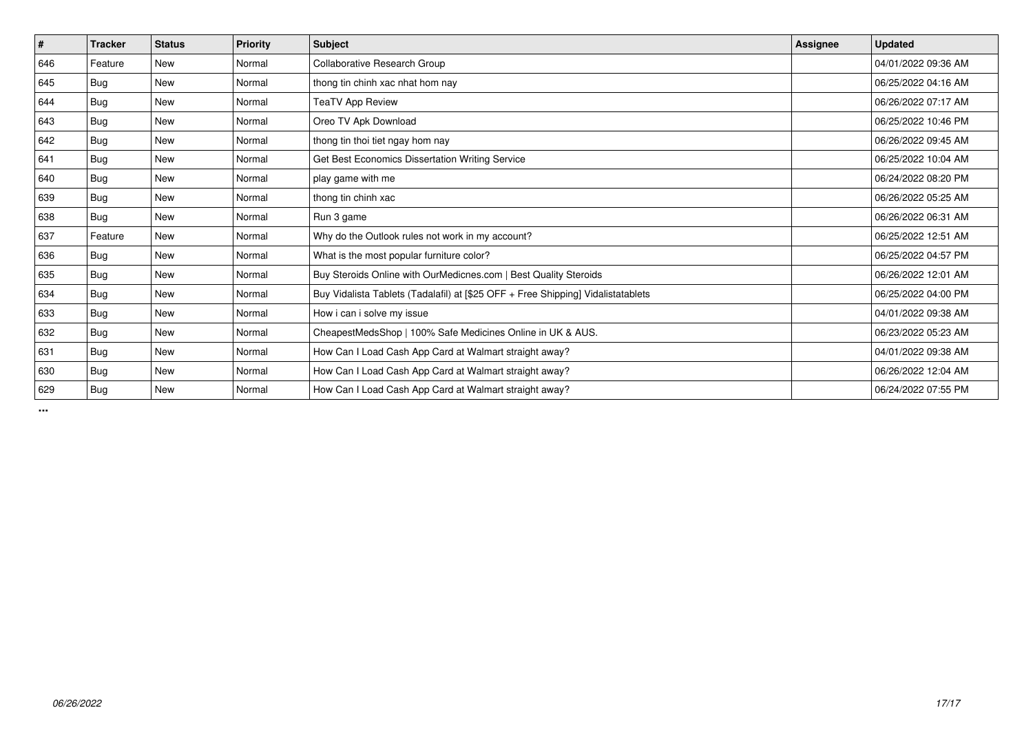| # | Tracker | Status | Priority | Subject | Assignee | Updated |
|---|---|---|---|---|---|---|
| 646 | Feature | New | Normal | Collaborative Research Group | | 04/01/2022 09:36 AM |
| 645 | Bug | New | Normal | thong tin chinh xac nhat hom nay | | 06/25/2022 04:16 AM |
| 644 | Bug | New | Normal | TeaTV App Review | | 06/26/2022 07:17 AM |
| 643 | Bug | New | Normal | Oreo TV Apk Download | | 06/25/2022 10:46 PM |
| 642 | Bug | New | Normal | thong tin thoi tiet ngay hom nay | | 06/26/2022 09:45 AM |
| 641 | Bug | New | Normal | Get Best Economics Dissertation Writing Service | | 06/25/2022 10:04 AM |
| 640 | Bug | New | Normal | play game with me | | 06/24/2022 08:20 PM |
| 639 | Bug | New | Normal | thong tin chinh xac | | 06/26/2022 05:25 AM |
| 638 | Bug | New | Normal | Run 3 game | | 06/26/2022 06:31 AM |
| 637 | Feature | New | Normal | Why do the Outlook rules not work in my account? | | 06/25/2022 12:51 AM |
| 636 | Bug | New | Normal | What is the most popular furniture color? | | 06/25/2022 04:57 PM |
| 635 | Bug | New | Normal | Buy Steroids Online with OurMedicnes.com \| Best Quality Steroids | | 06/26/2022 12:01 AM |
| 634 | Bug | New | Normal | Buy Vidalista Tablets (Tadalafil) at [$25 OFF + Free Shipping] Vidalistatablets | | 06/25/2022 04:00 PM |
| 633 | Bug | New | Normal | How i can i solve my issue | | 04/01/2022 09:38 AM |
| 632 | Bug | New | Normal | CheapestMedsShop \| 100% Safe Medicines Online in UK & AUS. | | 06/23/2022 05:23 AM |
| 631 | Bug | New | Normal | How Can I Load Cash App Card at Walmart straight away? | | 04/01/2022 09:38 AM |
| 630 | Bug | New | Normal | How Can I Load Cash App Card at Walmart straight away? | | 06/26/2022 12:04 AM |
| 629 | Bug | New | Normal | How Can I Load Cash App Card at Walmart straight away? | | 06/24/2022 07:55 PM |

...